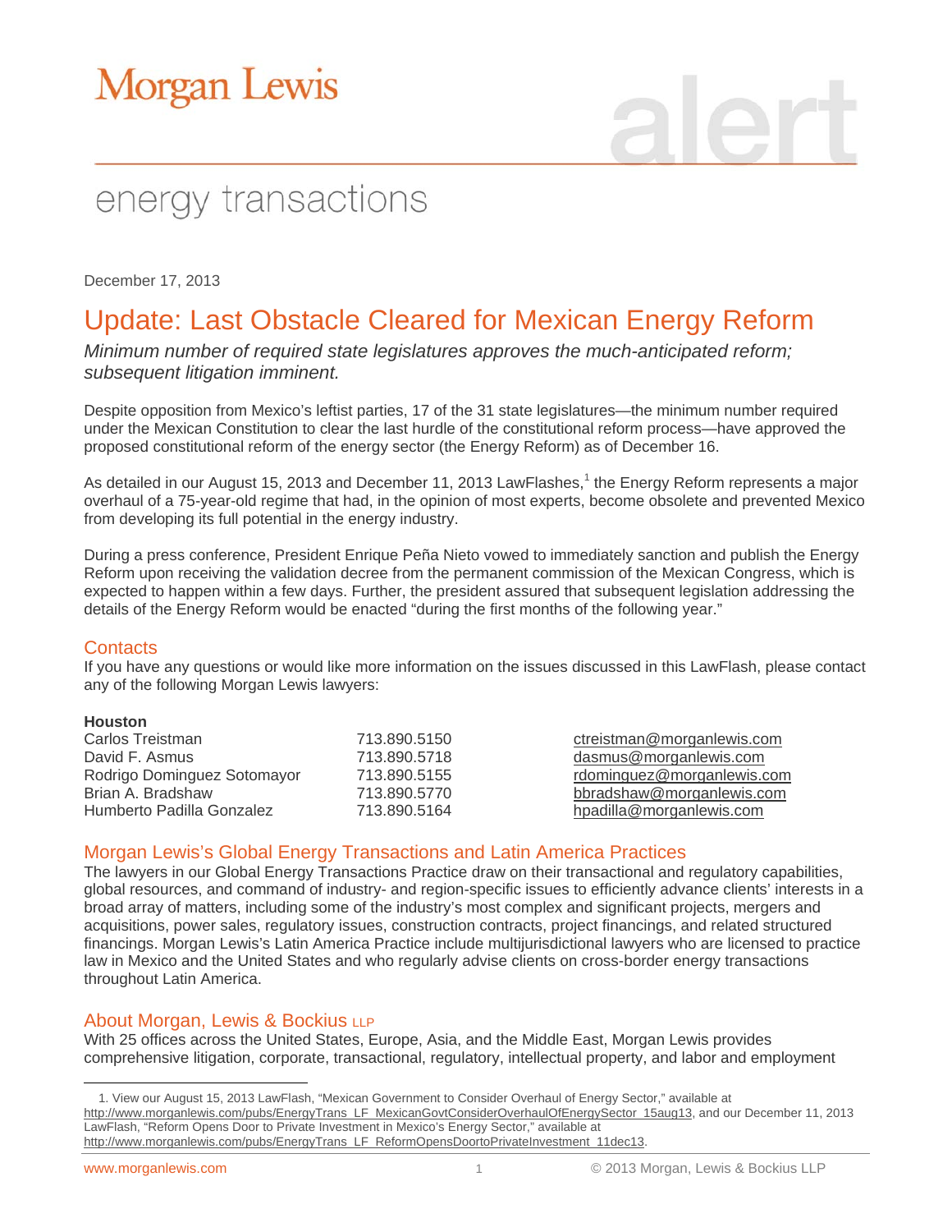Morgan Lewis

alert

energy transactions

December 17, 2013

# Update: Last Obstacle Cleared for Mexican Energy Reform

*Minimum number of required state legislatures approves the much-anticipated reform; subsequent litigation imminent.*

Despite opposition from Mexico's leftist parties, 17 of the 31 state legislatures—the minimum number required under the Mexican Constitution to clear the last hurdle of the constitutional reform process—have approved the proposed constitutional reform of the energy sector (the Energy Reform) as of December 16.

As detailed in our August 15, 2013 and December 11, 2013 LawFlashes,[1] the Energy Reform represents a major overhaul of a 75-year-old regime that had, in the opinion of most experts, become obsolete and prevented Mexico from developing its full potential in the energy industry.

During a press conference, President Enrique Peña Nieto vowed to immediately sanction and publish the Energy Reform upon receiving the validation decree from the permanent commission of the Mexican Congress, which is expected to happen within a few days. Further, the president assured that subsequent legislation addressing the details of the Energy Reform would be enacted "during the first months of the following year."

## Contacts

If you have any questions or would like more information on the issues discussed in this LawFlash, please contact any of the following Morgan Lewis lawyers:

**Houston**

| | | |
|---|---|---|
| Carlos Treistman | 713.890.5150 | ctreistman@morganlewis.com |
| David F. Asmus | 713.890.5718 | dasmus@morganlewis.com |
| Rodrigo Dominguez Sotomayor | 713.890.5155 | rdominguez@morganlewis.com |
| Brian A. Bradshaw | 713.890.5770 | bbradshaw@morganlewis.com |
| Humberto Padilla Gonzalez | 713.890.5164 | hpadilla@morganlewis.com |

## Morgan Lewis's Global Energy Transactions and Latin America Practices

The lawyers in our Global Energy Transactions Practice draw on their transactional and regulatory capabilities, global resources, and command of industry- and region-specific issues to efficiently advance clients' interests in a broad array of matters, including some of the industry's most complex and significant projects, mergers and acquisitions, power sales, regulatory issues, construction contracts, project financings, and related structured financings. Morgan Lewis's Latin America Practice include multijurisdictional lawyers who are licensed to practice law in Mexico and the United States and who regularly advise clients on cross-border energy transactions throughout Latin America.

## About Morgan, Lewis & Bockius LLP

With 25 offices across the United States, Europe, Asia, and the Middle East, Morgan Lewis provides comprehensive litigation, corporate, transactional, regulatory, intellectual property, and labor and employment

---

1. View our August 15, 2013 LawFlash, "Mexican Government to Consider Overhaul of Energy Sector," available at http://www.morganlewis.com/pubs/EnergyTrans_LF_MexicanGovtConsiderOverhaulOfEnergySector_15aug13, and our December 11, 2013 LawFlash, "Reform Opens Door to Private Investment in Mexico's Energy Sector," available at http://www.morganlewis.com/pubs/EnergyTrans_LF_ReformOpensDoortoPrivateInvestment_11dec13.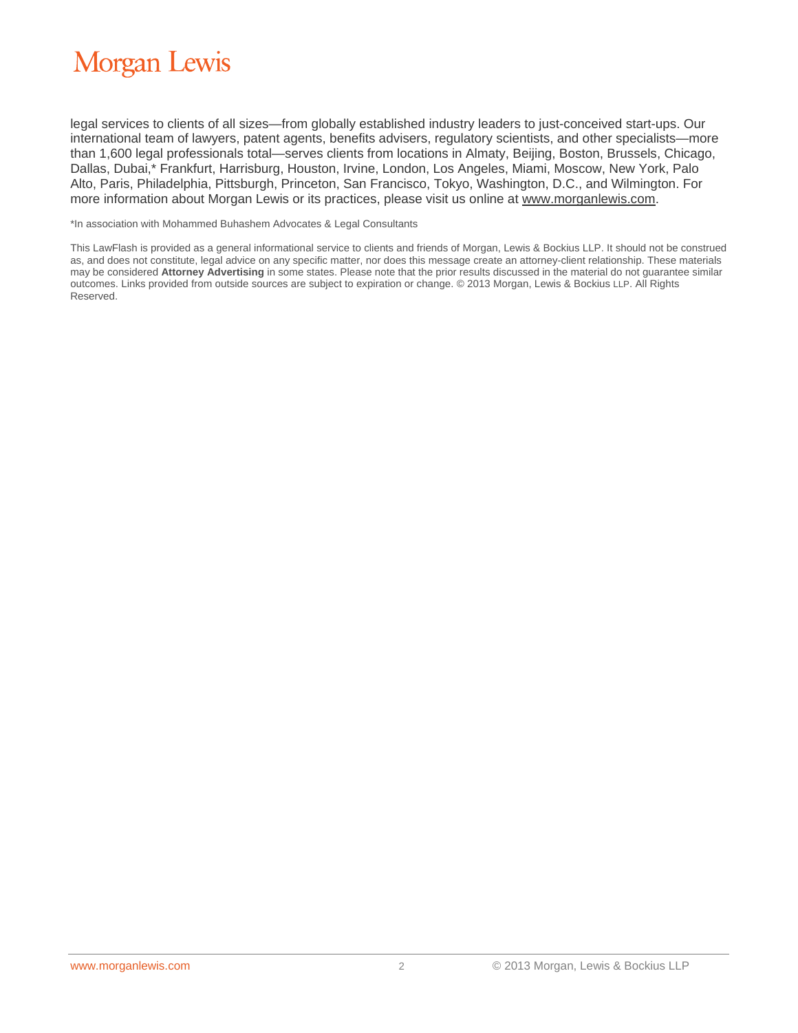legal services to clients of all sizes—from globally established industry leaders to just-conceived start-ups. Our international team of lawyers, patent agents, benefits advisers, regulatory scientists, and other specialists—more than 1,600 legal professionals total—serves clients from locations in Almaty, Beijing, Boston, Brussels, Chicago, Dallas, Dubai,* Frankfurt, Harrisburg, Houston, Irvine, London, Los Angeles, Miami, Moscow, New York, Palo Alto, Paris, Philadelphia, Pittsburgh, Princeton, San Francisco, Tokyo, Washington, D.C., and Wilmington. For more information about Morgan Lewis or its practices, please visit us online at www.morganlewis.com.

*In association with Mohammed Buhashem Advocates & Legal Consultants

This LawFlash is provided as a general informational service to clients and friends of Morgan, Lewis & Bockius LLP. It should not be construed as, and does not constitute, legal advice on any specific matter, nor does this message create an attorney-client relationship. These materials may be considered **Attorney Advertising** in some states. Please note that the prior results discussed in the material do not guarantee similar outcomes. Links provided from outside sources are subject to expiration or change. © 2013 Morgan, Lewis & Bockius LLP. All Rights Reserved.